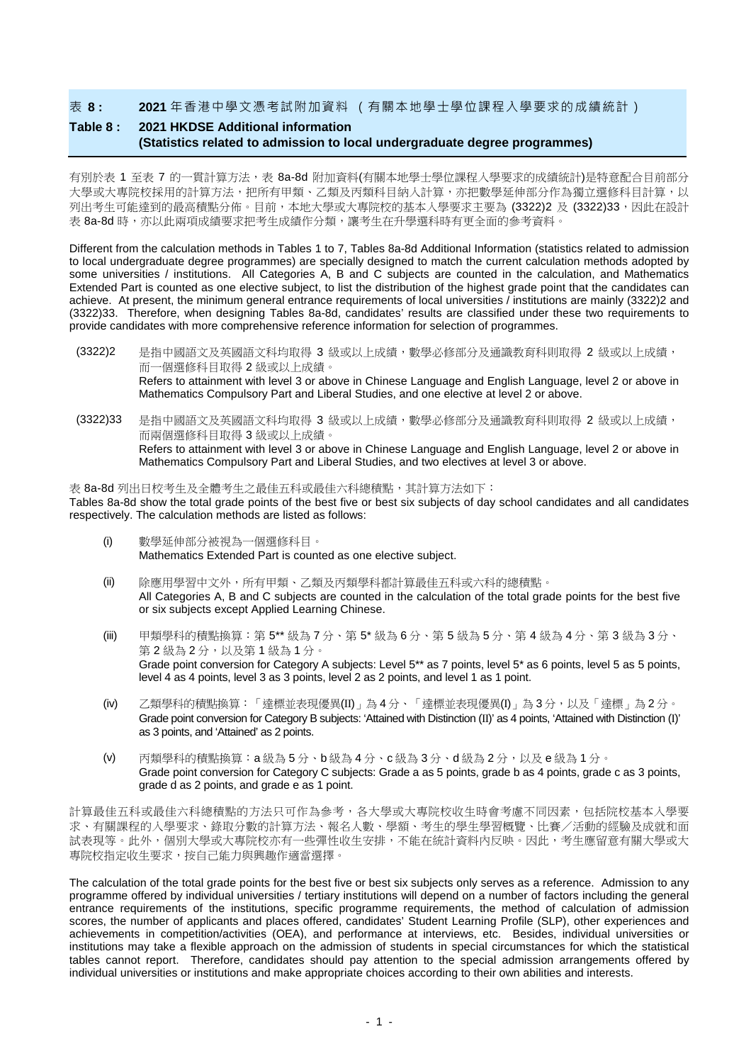## 表 8 : 2021 年香港中學文憑考試附加資料 （有關本地學士學位課程入學要求的成績統計）

## Table 8 : 2021 HKDSE Additional information (Statistics related to admission to local undergraduate degree programmes)

有別於表 1 至表 7 的一貫計算方法，表 8a-8d 附加資料(有關本地學士學位課程入學要求的成績統計)是特意配合目前部分大學或大專院校採用的計算方法，把所有甲類、乙類及丙類科目納入計算，亦把數學延伸部分作為獨立選修科目計算，以列出考生可能達到的最高積點分佈。目前，本地大學或大專院校的基本入學要求主要為 (3322)2 及 (3322)33，因此在設計表 8a-8d 時，亦以此兩項成績要求把考生成績作分類，讓考生在升學選科時有更全面的參考資料。

Different from the calculation methods in Tables 1 to 7, Tables 8a-8d Additional Information (statistics related to admission to local undergraduate degree programmes) are specially designed to match the current calculation methods adopted by some universities / institutions. All Categories A, B and C subjects are counted in the calculation, and Mathematics Extended Part is counted as one elective subject, to list the distribution of the highest grade point that the candidates can achieve. At present, the minimum general entrance requirements of local universities / institutions are mainly (3322)2 and (3322)33. Therefore, when designing Tables 8a-8d, candidates' results are classified under these two requirements to provide candidates with more comprehensive reference information for selection of programmes.

(3322)2 是指中國語文及英國語文科均取得 3 級或以上成績，數學必修部分及通識教育科則取得 2 級或以上成績，而一個選修科目取得 2 級或以上成績。
Refers to attainment with level 3 or above in Chinese Language and English Language, level 2 or above in Mathematics Compulsory Part and Liberal Studies, and one elective at level 2 or above.

(3322)33 是指中國語文及英國語文科均取得 3 級或以上成績，數學必修部分及通識教育科則取得 2 級或以上成績，而兩個選修科目取得 3 級或以上成績。
Refers to attainment with level 3 or above in Chinese Language and English Language, level 2 or above in Mathematics Compulsory Part and Liberal Studies, and two electives at level 3 or above.

表 8a-8d 列出日校考生及全體考生之最佳五科或最佳六科總積點，其計算方法如下：
Tables 8a-8d show the total grade points of the best five or best six subjects of day school candidates and all candidates respectively. The calculation methods are listed as follows:

(i) 數學延伸部分被視為一個選修科目。
Mathematics Extended Part is counted as one elective subject.

(ii) 除應用學習中文外，所有甲類、乙類及丙類學科都計算最佳五科或六科的總積點。
All Categories A, B and C subjects are counted in the calculation of the total grade points for the best five or six subjects except Applied Learning Chinese.

(iii) 甲類學科的積點換算：第 5** 級為 7 分、第 5* 級為 6 分、第 5 級為 5 分、第 4 級為 4 分、第 3 級為 3 分、第 2 級為 2 分，以及第 1 級為 1 分。
Grade point conversion for Category A subjects: Level 5** as 7 points, level 5* as 6 points, level 5 as 5 points, level 4 as 4 points, level 3 as 3 points, level 2 as 2 points, and level 1 as 1 point.

(iv) 乙類學科的積點換算：「達標並表現優異(II)」為 4 分、「達標並表現優異(I)」為 3 分，以及「達標」為 2 分。
Grade point conversion for Category B subjects: 'Attained with Distinction (II)' as 4 points, 'Attained with Distinction (I)' as 3 points, and 'Attained' as 2 points.

(v) 丙類學科的積點換算：a 級為 5 分、b 級為 4 分、c 級為 3 分、d 級為 2 分，以及 e 級為 1 分。
Grade point conversion for Category C subjects: Grade a as 5 points, grade b as 4 points, grade c as 3 points, grade d as 2 points, and grade e as 1 point.

計算最佳五科或最佳六科總積點的方法只可作為參考，各大學或大專院校收生時會考慮不同因素，包括院校基本入學要求、有關課程的入學要求、錄取分數的計算方法、報名人數、學額、考生的學生學習概覽、比賽／活動的經驗及成就和面試表現等。此外，個別大學或大專院校亦有一些彈性收生安排，不能在統計資料內反映。因此，考生應留意有關大學或大專院校指定收生要求，按自己能力與興趣作適當選擇。

The calculation of the total grade points for the best five or best six subjects only serves as a reference. Admission to any programme offered by individual universities / tertiary institutions will depend on a number of factors including the general entrance requirements of the institutions, specific programme requirements, the method of calculation of admission scores, the number of applicants and places offered, candidates' Student Learning Profile (SLP), other experiences and achievements in competition/activities (OEA), and performance at interviews, etc. Besides, individual universities or institutions may take a flexible approach on the admission of students in special circumstances for which the statistical tables cannot report. Therefore, candidates should pay attention to the special admission arrangements offered by individual universities or institutions and make appropriate choices according to their own abilities and interests.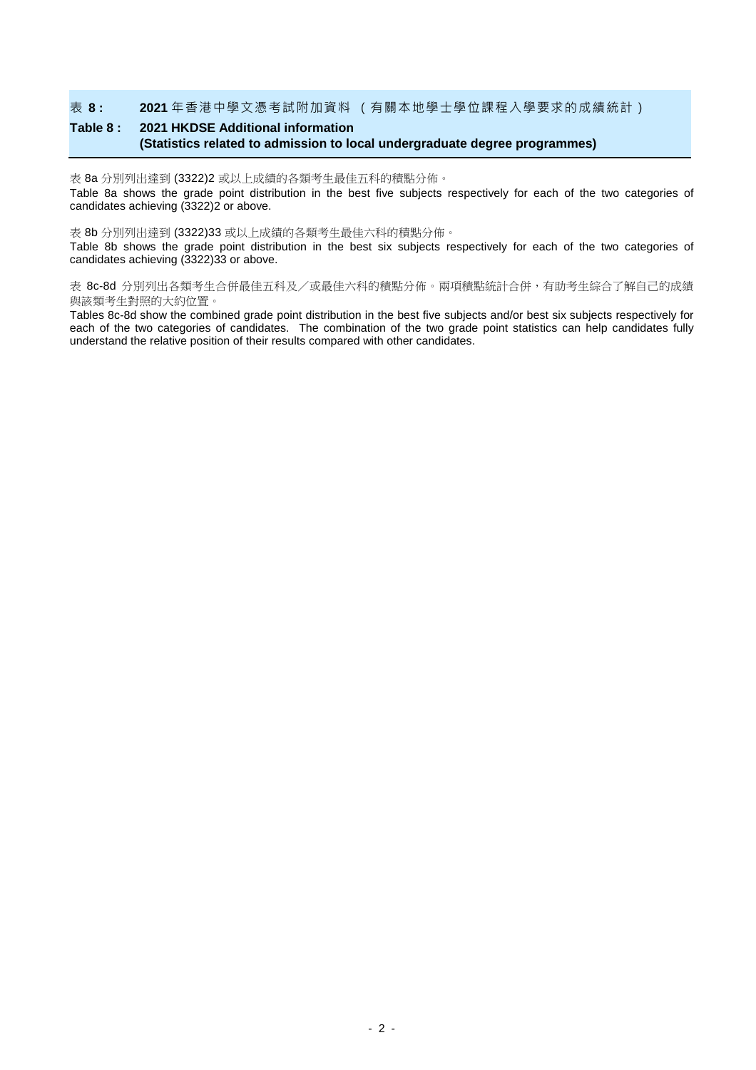## 表 8 : 2021 年香港中學文憑考試附加資料 （有關本地學士學位課程入學要求的成績統計）

## Table 8 : 2021 HKDSE Additional information (Statistics related to admission to local undergraduate degree programmes)

表 8a 分別列出達到 (3322)2 或以上成績的各類考生最佳五科的積點分佈。

Table 8a shows the grade point distribution in the best five subjects respectively for each of the two categories of candidates achieving (3322)2 or above.

表 8b 分別列出達到 (3322)33 或以上成績的各類考生最佳六科的積點分佈。

Table 8b shows the grade point distribution in the best six subjects respectively for each of the two categories of candidates achieving (3322)33 or above.

表 8c-8d 分別列出各類考生合併最佳五科及／或最佳六科的積點分佈。兩項積點統計合併，有助考生綜合了解自己的成績與該類考生對照的大約位置。

Tables 8c-8d show the combined grade point distribution in the best five subjects and/or best six subjects respectively for each of the two categories of candidates. The combination of the two grade point statistics can help candidates fully understand the relative position of their results compared with other candidates.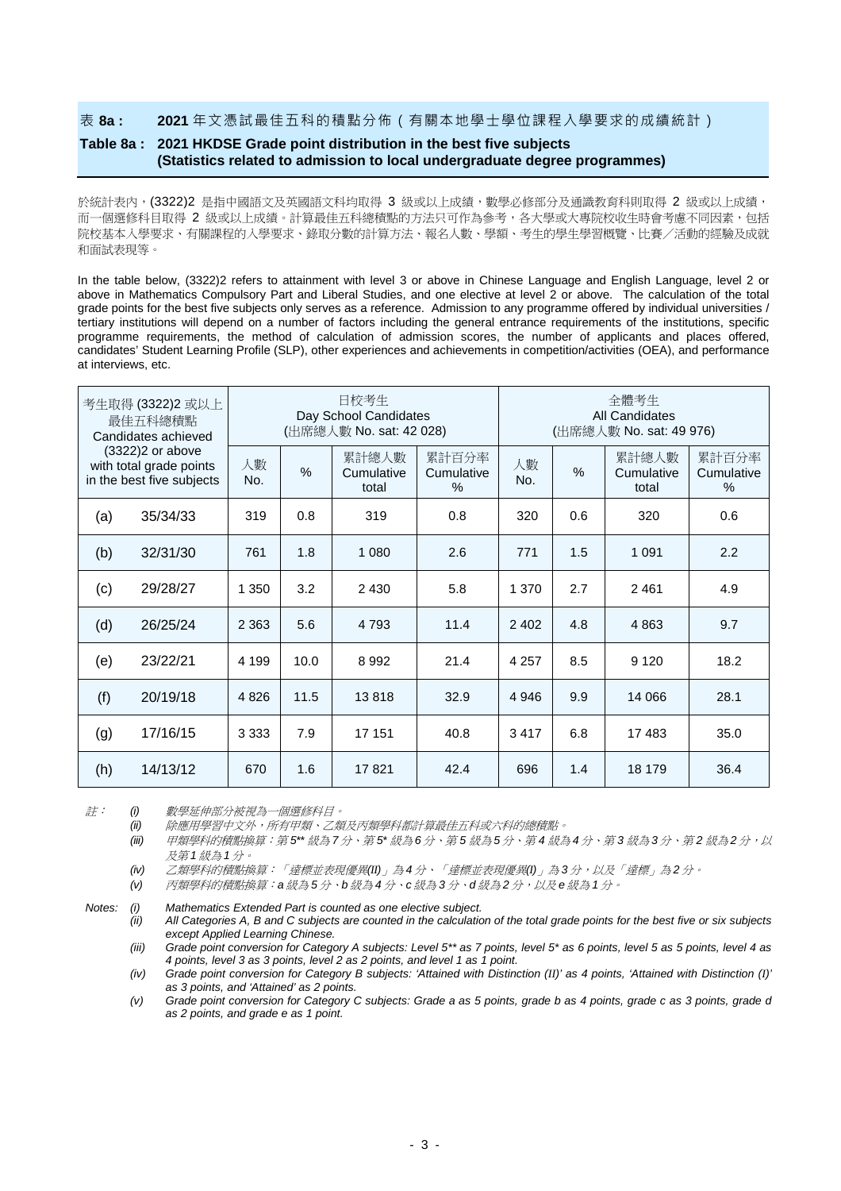## 表 **8a**： **2021** 年文憑試最佳五科的積點分佈（有關本地學士學位課程入學要求的成績統計）

## Table 8a : 2021 HKDSE Grade point distribution in the best five subjects (Statistics related to admission to local undergraduate degree programmes)

於統計表內，(3322)2 是指中國語文及英國語文科均取得 3 級或以上成績，數學必修部分及通識教育科則取得 2 級或以上成績，而一個選修科目取得 2 級或以上成績。計算最佳五科總積點的方法只可作為參考，各大學或大專院校收生時會考慮不同因素，包括院校基本入學要求、有關課程的入學要求、錄取分數的計算方法、報名人數、學額、考生的學生學習概覽、比賽／活動的經驗及成就和面試表現等。

In the table below, (3322)2 refers to attainment with level 3 or above in Chinese Language and English Language, level 2 or above in Mathematics Compulsory Part and Liberal Studies, and one elective at level 2 or above. The calculation of the total grade points for the best five subjects only serves as a reference. Admission to any programme offered by individual universities / tertiary institutions will depend on a number of factors including the general entrance requirements of the institutions, specific programme requirements, the method of calculation of admission scores, the number of applicants and places offered, candidates' Student Learning Profile (SLP), other experiences and achievements in competition/activities (OEA), and performance at interviews, etc.

| 考生取得 (3322)2 或以上最佳五科總積點 Candidates achieved (3322)2 or above with total grade points in the best five subjects | | 日校考生 Day School Candidates (出席總人數 No. sat: 42 028) | | | | 全體考生 All Candidates (出席總人數 No. sat: 49 976) | | | |
|---|---|---|---|---|---|---|---|---|---|
| | | 人數 No. | % | 累計總人數 Cumulative total | 累計百分率 Cumulative % | 人數 No. | % | 累計總人數 Cumulative total | 累計百分率 Cumulative % |
| (a) | 35/34/33 | 319 | 0.8 | 319 | 0.8 | 320 | 0.6 | 320 | 0.6 |
| (b) | 32/31/30 | 761 | 1.8 | 1 080 | 2.6 | 771 | 1.5 | 1 091 | 2.2 |
| (c) | 29/28/27 | 1 350 | 3.2 | 2 430 | 5.8 | 1 370 | 2.7 | 2 461 | 4.9 |
| (d) | 26/25/24 | 2 363 | 5.6 | 4 793 | 11.4 | 2 402 | 4.8 | 4 863 | 9.7 |
| (e) | 23/22/21 | 4 199 | 10.0 | 8 992 | 21.4 | 4 257 | 8.5 | 9 120 | 18.2 |
| (f) | 20/19/18 | 4 826 | 11.5 | 13 818 | 32.9 | 4 946 | 9.9 | 14 066 | 28.1 |
| (g) | 17/16/15 | 3 333 | 7.9 | 17 151 | 40.8 | 3 417 | 6.8 | 17 483 | 35.0 |
| (h) | 14/13/12 | 670 | 1.6 | 17 821 | 42.4 | 696 | 1.4 | 18 179 | 36.4 |

註：
- *(i)* *數學延伸部分被視為一個選修科目。*
- *(ii)* *除應用學習中文外，所有甲類、乙類及丙類學科都計算最佳五科或六科的總積點。*
- *(iii)* *甲類學科的積點換算：第 5\*\* 級為 7 分、第 5\* 級為 6 分、第 5 級為 5 分、第 4 級為 4 分、第 3 級為 3 分、第 2 級為 2 分，以及第 1 級為 1 分。*
- *(iv)* *乙類學科的積點換算：「達標並表現優異(II)」為 4 分、「達標並表現優異(I)」為 3 分，以及「達標」為 2 分。*
- *(v)* *丙類學科的積點換算：a 級為 5 分、b 級為 4 分、c 級為 3 分、d 級為 2 分，以及 e 級為 1 分。*

Notes:
- *(i)* *Mathematics Extended Part is counted as one elective subject.*
- *(ii)* *All Categories A, B and C subjects are counted in the calculation of the total grade points for the best five or six subjects except Applied Learning Chinese.*
- *(iii)* *Grade point conversion for Category A subjects: Level 5\*\* as 7 points, level 5\* as 6 points, level 5 as 5 points, level 4 as 4 points, level 3 as 3 points, level 2 as 2 points, and level 1 as 1 point.*
- *(iv)* *Grade point conversion for Category B subjects: 'Attained with Distinction (II)' as 4 points, 'Attained with Distinction (I)' as 3 points, and 'Attained' as 2 points.*
- *(v)* *Grade point conversion for Category C subjects: Grade a as 5 points, grade b as 4 points, grade c as 3 points, grade d as 2 points, and grade e as 1 point.*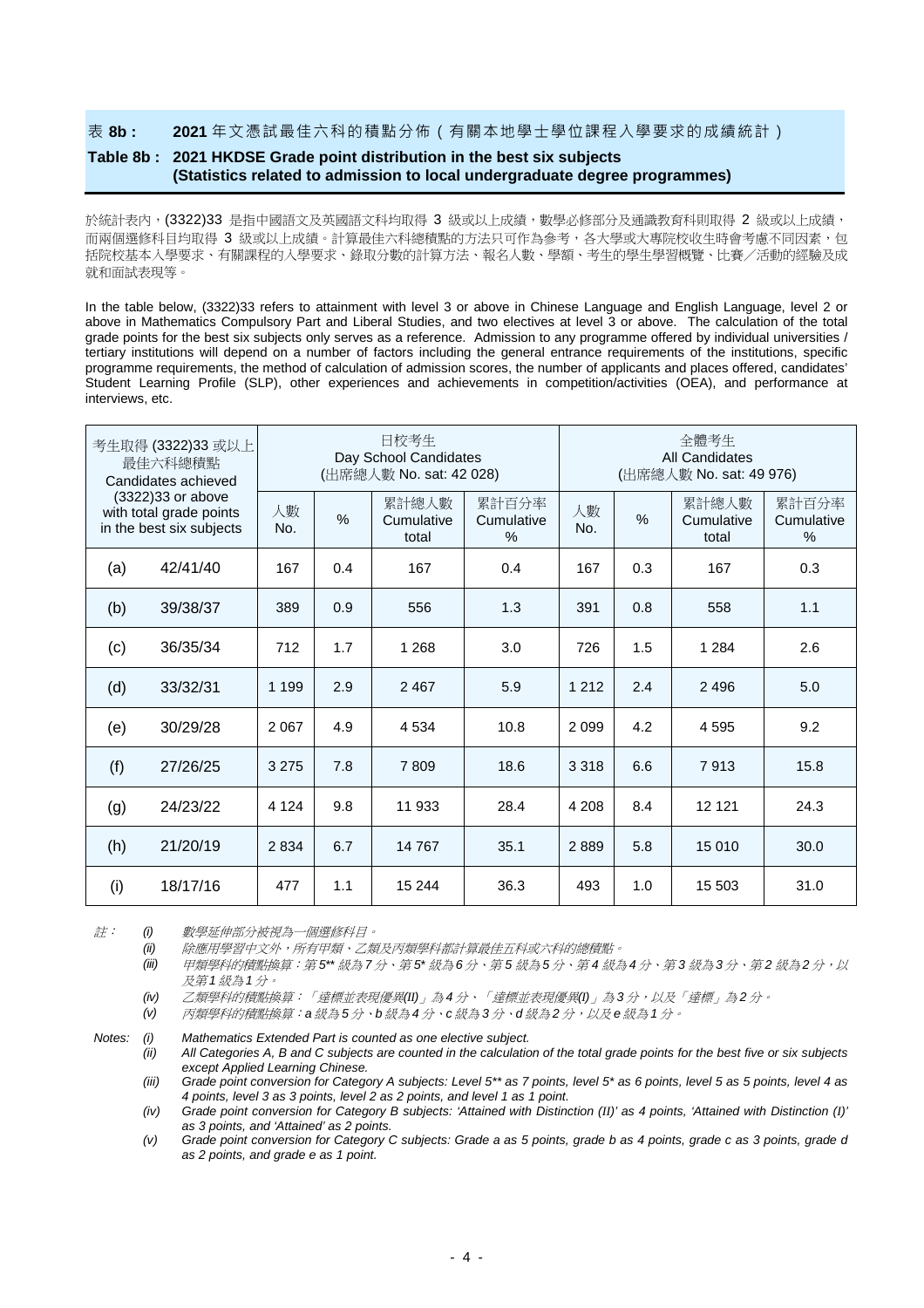## 表 8b： 2021 年文憑試最佳六科的積點分佈（有關本地學士學位課程入學要求的成績統計）

## Table 8b : 2021 HKDSE Grade point distribution in the best six subjects (Statistics related to admission to local undergraduate degree programmes)

於統計表內，(3322)33 是指中國語文及英國語文科均取得 3 級或以上成績，數學必修部分及通識教育科則取得 2 級或以上成績，而兩個選修科目均取得 3 級或以上成績。計算最佳六科總積點的方法只可作為參考，各大學或大專院校收生時會考慮不同因素，包括院校基本入學要求、有關課程的入學要求、錄取分數的計算方法、報名人數、學額、考生的學生學習概覽、比賽／活動的經驗及成就和面試表現等。

In the table below, (3322)33 refers to attainment with level 3 or above in Chinese Language and English Language, level 2 or above in Mathematics Compulsory Part and Liberal Studies, and two electives at level 3 or above. The calculation of the total grade points for the best six subjects only serves as a reference. Admission to any programme offered by individual universities / tertiary institutions will depend on a number of factors including the general entrance requirements of the institutions, specific programme requirements, the method of calculation of admission scores, the number of applicants and places offered, candidates' Student Learning Profile (SLP), other experiences and achievements in competition/activities (OEA), and performance at interviews, etc.

| 考生取得 (3322)33 或以上最佳六科總積點 Candidates achieved (3322)33 or above with total grade points in the best six subjects | | 日校考生 Day School Candidates (出席總人數 No. sat: 42 028) | | | | 全體考生 All Candidates (出席總人數 No. sat: 49 976) | | | |
|---|---|---|---|---|---|---|---|---|---|
| | | 人數 No. | % | 累計總人數 Cumulative total | 累計百分率 Cumulative % | 人數 No. | % | 累計總人數 Cumulative total | 累計百分率 Cumulative % |
| (a) | 42/41/40 | 167 | 0.4 | 167 | 0.4 | 167 | 0.3 | 167 | 0.3 |
| (b) | 39/38/37 | 389 | 0.9 | 556 | 1.3 | 391 | 0.8 | 558 | 1.1 |
| (c) | 36/35/34 | 712 | 1.7 | 1 268 | 3.0 | 726 | 1.5 | 1 284 | 2.6 |
| (d) | 33/32/31 | 1 199 | 2.9 | 2 467 | 5.9 | 1 212 | 2.4 | 2 496 | 5.0 |
| (e) | 30/29/28 | 2 067 | 4.9 | 4 534 | 10.8 | 2 099 | 4.2 | 4 595 | 9.2 |
| (f) | 27/26/25 | 3 275 | 7.8 | 7 809 | 18.6 | 3 318 | 6.6 | 7 913 | 15.8 |
| (g) | 24/23/22 | 4 124 | 9.8 | 11 933 | 28.4 | 4 208 | 8.4 | 12 121 | 24.3 |
| (h) | 21/20/19 | 2 834 | 6.7 | 14 767 | 35.1 | 2 889 | 5.8 | 15 010 | 30.0 |
| (i) | 18/17/16 | 477 | 1.1 | 15 244 | 36.3 | 493 | 1.0 | 15 503 | 31.0 |

*註：*
- *(i) 數學延伸部分被視為一個選修科目。*
- *(ii) 除應用學習中文外，所有甲類、乙類及丙類學科都計算最佳五科或六科的總積點。*
- *(iii) 甲類學科的積點換算：第 5\*\* 級為 7 分、第 5\* 級為 6 分、第 5 級為 5 分、第 4 級為 4 分、第 3 級為 3 分、第 2 級為 2 分，以及第 1 級為 1 分。*
- *(iv) 乙類學科的積點換算：「達標並表現優異(II)」為 4 分、「達標並表現優異(I)」為 3 分，以及「達標」為 2 分。*
- *(v) 丙類學科的積點換算：a 級為 5 分、b 級為 4 分、c 級為 3 分、d 級為 2 分，以及 e 級為 1 分。*

*Notes:*
- *(i) Mathematics Extended Part is counted as one elective subject.*
- *(ii) All Categories A, B and C subjects are counted in the calculation of the total grade points for the best five or six subjects except Applied Learning Chinese.*
- *(iii) Grade point conversion for Category A subjects: Level 5\*\* as 7 points, level 5\* as 6 points, level 5 as 5 points, level 4 as 4 points, level 3 as 3 points, level 2 as 2 points, and level 1 as 1 point.*
- *(iv) Grade point conversion for Category B subjects: 'Attained with Distinction (II)' as 4 points, 'Attained with Distinction (I)' as 3 points, and 'Attained' as 2 points.*
- *(v) Grade point conversion for Category C subjects: Grade a as 5 points, grade b as 4 points, grade c as 3 points, grade d as 2 points, and grade e as 1 point.*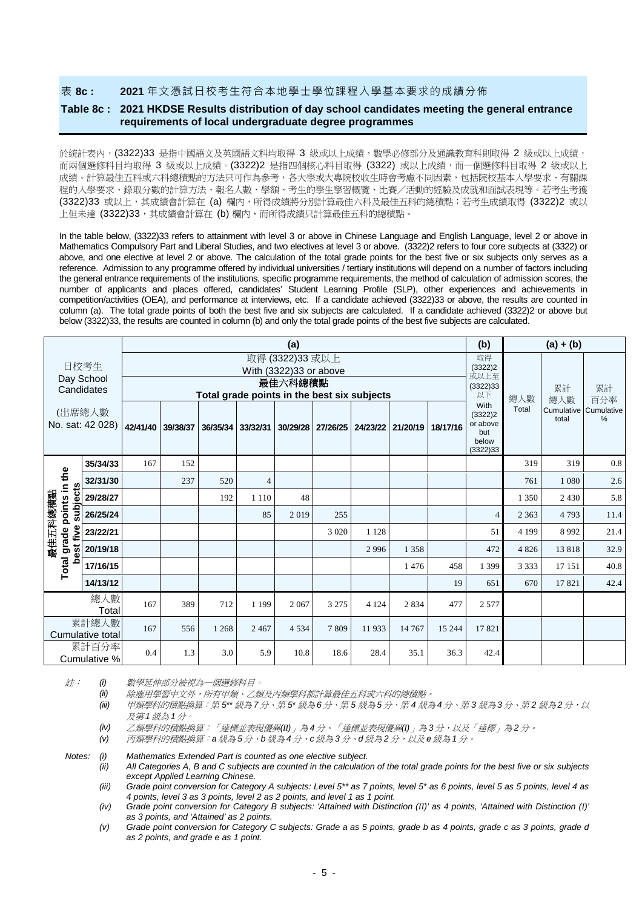## 表 8c : 2021 年文憑試日校考生符合本地學士學位課程入學基本要求的成績分佈

## Table 8c : 2021 HKDSE Results distribution of day school candidates meeting the general entrance requirements of local undergraduate degree programmes

於統計表內，(3322)33 是指中國語文及英國語文科均取得 3 級或以上成績，數學必修部分及通識教育科則取得 2 級或以上成績，而兩個選修科目均取得 3 級或以上成績。(3322)2 是指四個核心科目取得 (3322) 或以上成績，而一個選修科目取得 2 級或以上成績。計算最佳五科或六科總積點的方法只可作為參考，各大學或大專院校收生時會考慮不同因素，包括院校基本入學要求、有關課程的入學要求、錄取分數的計算方法、報名人數、學額、考生的學生學習概覽、比賽／活動的經驗及成就和面試表現等。若考生考獲 (3322)33 或以上，其成績會計算在 (a) 欄內，所得成績將分別計算最佳六科及最佳五科的總積點；若考生成績取得 (3322)2 或以上但未達 (3322)33，其成績會計算在 (b) 欄內，而所得成績只計算最佳五科的總積點。

In the table below, (3322)33 refers to attainment with level 3 or above in Chinese Language and English Language, level 2 or above in Mathematics Compulsory Part and Liberal Studies, and two electives at level 3 or above. (3322)2 refers to four core subjects at (3322) or above, and one elective at level 2 or above. The calculation of the total grade points for the best five or six subjects only serves as a reference. Admission to any programme offered by individual universities / tertiary institutions will depend on a number of factors including the general entrance requirements of the institutions, specific programme requirements, the method of calculation of admission scores, the number of applicants and places offered, candidates' Student Learning Profile (SLP), other experiences and achievements in competition/activities (OEA), and performance at interviews, etc. If a candidate achieved (3322)33 or above, the results are counted in column (a). The total grade points of both the best five and six subjects are calculated. If a candidate achieved (3322)2 or above but below (3322)33, the results are counted in column (b) and only the total grade points of the best five subjects are calculated.

| 日校考生 Day School Candidates (出席總人數 No. sat: 42 028) | | (a) 取得 (3322)33 或以上 With (3322)33 or above 最佳六科總積點 Total grade points in the best six subjects | | | | | | | | | (b) 取得 (3322)2 或以上至 (3322)33 以下 With (3322)2 or above but below (3322)33 | (a) + (b) | | |
|---|---|---|---|---|---|---|---|---|---|---|---|---|---|---|
| | | 42/41/40 | 39/38/37 | 36/35/34 | 33/32/31 | 30/29/28 | 27/26/25 | 24/23/22 | 21/20/19 | 18/17/16 | | 總人數 Total | 累計總人數 Cumulative total | 累計百分率 Cumulative % |
| 最佳五科總積點 Total grade points in the best five subjects | 35/34/33 | 167 | 152 | | | | | | | | | 319 | 319 | 0.8 |
| | 32/31/30 | | 237 | 520 | 4 | | | | | | | 761 | 1 080 | 2.6 |
| | 29/28/27 | | | 192 | 1 110 | 48 | | | | | | 1 350 | 2 430 | 5.8 |
| | 26/25/24 | | | | 85 | 2 019 | 255 | | | | 4 | 2 363 | 4 793 | 11.4 |
| | 23/22/21 | | | | | | 3 020 | 1 128 | | | 51 | 4 199 | 8 992 | 21.4 |
| | 20/19/18 | | | | | | | 2 996 | 1 358 | | 472 | 4 826 | 13 818 | 32.9 |
| | 17/16/15 | | | | | | | | 1 476 | 458 | 1 399 | 3 333 | 17 151 | 40.8 |
| | 14/13/12 | | | | | | | | | 19 | 651 | 670 | 17 821 | 42.4 |
| 總人數 Total | | 167 | 389 | 712 | 1 199 | 2 067 | 3 275 | 4 124 | 2 834 | 477 | 2 577 | | | |
| 累計總人數 Cumulative total | | 167 | 556 | 1 268 | 2 467 | 4 534 | 7 809 | 11 933 | 14 767 | 15 244 | 17 821 | | | |
| 累計百分率 Cumulative % | | 0.4 | 1.3 | 3.0 | 5.9 | 10.8 | 18.6 | 28.4 | 35.1 | 36.3 | 42.4 | | | |

註：
- *(i) 數學延伸部分被視為一個選修科目。*
- *(ii) 除應用學習中文外，所有甲類、乙類及丙類學科都計算最佳五科或六科的總積點。*
- *(iii) 甲類學科的積點換算：第 5\*\* 級為 7 分、第 5\* 級為 6 分、第 5 級為 5 分、第 4 級為 4 分、第 3 級為 3 分、第 2 級為 2 分，以及第 1 級為 1 分。*
- *(iv) 乙類學科的積點換算：「達標並表現優異(II)」為 4 分、「達標並表現優異(I)」為 3 分，以及「達標」為 2 分。*
- *(v) 丙類學科的積點換算：a 級為 5 分、b 級為 4 分、c 級為 3 分、d 級為 2 分，以及 e 級為 1 分。*

Notes:
- *(i) Mathematics Extended Part is counted as one elective subject.*
- *(ii) All Categories A, B and C subjects are counted in the calculation of the total grade points for the best five or six subjects except Applied Learning Chinese.*
- *(iii) Grade point conversion for Category A subjects: Level 5\*\* as 7 points, level 5\* as 6 points, level 5 as 5 points, level 4 as 4 points, level 3 as 3 points, level 2 as 2 points, and level 1 as 1 point.*
- *(iv) Grade point conversion for Category B subjects: 'Attained with Distinction (II)' as 4 points, 'Attained with Distinction (I)' as 3 points, and 'Attained' as 2 points.*
- *(v) Grade point conversion for Category C subjects: Grade a as 5 points, grade b as 4 points, grade c as 3 points, grade d as 2 points, and grade e as 1 point.*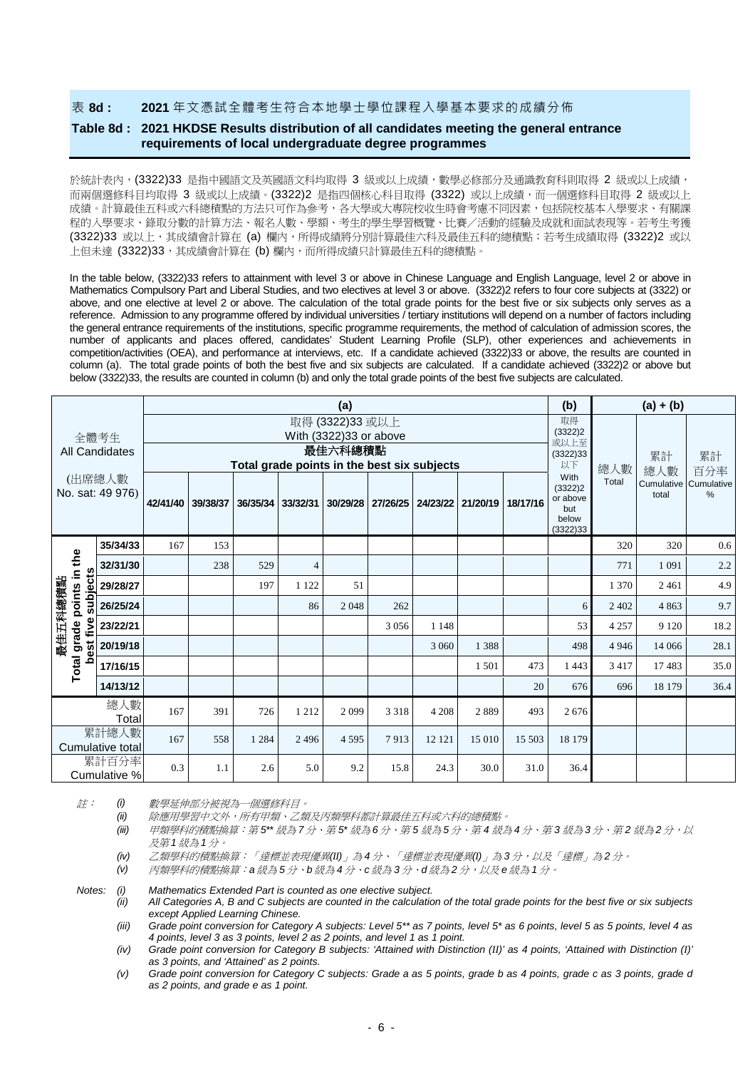## 表 8d : 2021 年文憑試全體考生符合本地學士學位課程入學基本要求的成績分佈

## Table 8d : 2021 HKDSE Results distribution of all candidates meeting the general entrance requirements of local undergraduate degree programmes

於統計表內，(3322)33 是指中國語文及英國語文科均取得 3 級或以上成績，數學必修部分及通識教育科則取得 2 級或以上成績，而兩個選修科目均取得 3 級或以上成績。(3322)2 是指四個核心科目取得 (3322) 或以上成績，而一個選修科目取得 2 級或以上成績。計算最佳五科或六科總積點的方法只可作為參考，各大學或大專院校收生時會考慮不同因素，包括院校基本入學要求、有關課程的入學要求、錄取分數的計算方法、報名人數、學額、考生的學生學習概覽、比賽／活動的經驗及成就和面試表現等。若考生考獲 (3322)33 或以上，其成績會計算在 (a) 欄內，所得成績將分別計算最佳六科及最佳五科的總積點；若考生成績取得 (3322)2 或以上但未達 (3322)33，其成績會計算在 (b) 欄內，而所得成績只計算最佳五科的總積點。

In the table below, (3322)33 refers to attainment with level 3 or above in Chinese Language and English Language, level 2 or above in Mathematics Compulsory Part and Liberal Studies, and two electives at level 3 or above. (3322)2 refers to four core subjects at (3322) or above, and one elective at level 2 or above. The calculation of the total grade points for the best five or six subjects only serves as a reference. Admission to any programme offered by individual universities / tertiary institutions will depend on a number of factors including the general entrance requirements of the institutions, specific programme requirements, the method of calculation of admission scores, the number of applicants and places offered, candidates' Student Learning Profile (SLP), other experiences and achievements in competition/activities (OEA), and performance at interviews, etc. If a candidate achieved (3322)33 or above, the results are counted in column (a). The total grade points of both the best five and six subjects are calculated. If a candidate achieved (3322)2 or above but below (3322)33, the results are counted in column (b) and only the total grade points of the best five subjects are calculated.

| 全體考生 All Candidates (出席總人數 No. sat: 49 976) | | (a) 取得 (3322)33 或以上 With (3322)33 or above 最佳六科總積點 Total grade points in the best six subjects | | | | | | | | | (b) 取得 (3322)2 或以上至 (3322)33 以下 With (3322)2 or above but below (3322)33 | (a) + (b) | | |
|---|---|---|---|---|---|---|---|---|---|---|---|---|---|---|
| | | 42/41/40 | 39/38/37 | 36/35/34 | 33/32/31 | 30/29/28 | 27/26/25 | 24/23/22 | 21/20/19 | 18/17/16 | | 總人數 Total | 累計總人數 Cumulative total | 累計百分率 Cumulative % |
| 最佳五科總積點 Total grade points in the best five subjects | 35/34/33 | 167 | 153 | | | | | | | | | 320 | 320 | 0.6 |
| | 32/31/30 | | 238 | 529 | 4 | | | | | | | 771 | 1 091 | 2.2 |
| | 29/28/27 | | | 197 | 1 122 | 51 | | | | | | 1 370 | 2 461 | 4.9 |
| | 26/25/24 | | | | 86 | 2 048 | 262 | | | | 6 | 2 402 | 4 863 | 9.7 |
| | 23/22/21 | | | | | | 3 056 | 1 148 | | | 53 | 4 257 | 9 120 | 18.2 |
| | 20/19/18 | | | | | | | 3 060 | 1 388 | | 498 | 4 946 | 14 066 | 28.1 |
| | 17/16/15 | | | | | | | | 1 501 | 473 | 1 443 | 3 417 | 17 483 | 35.0 |
| | 14/13/12 | | | | | | | | | 20 | 676 | 696 | 18 179 | 36.4 |
| 總人數 Total | | 167 | 391 | 726 | 1 212 | 2 099 | 3 318 | 4 208 | 2 889 | 493 | 2 676 | | | |
| 累計總人數 Cumulative total | | 167 | 558 | 1 284 | 2 496 | 4 595 | 7 913 | 12 121 | 15 010 | 15 503 | 18 179 | | | |
| 累計百分率 Cumulative % | | 0.3 | 1.1 | 2.6 | 5.0 | 9.2 | 15.8 | 24.3 | 30.0 | 31.0 | 36.4 | | | |

註：
- *(i) 數學延伸部分被視為一個選修科目。*
- *(ii) 除應用學習中文外，所有甲類、乙類及丙類學科都計算最佳五科或六科的總積點。*
- *(iii) 甲類學科的積點換算：第 5** 級為 7 分、第 5* 級為 6 分、第 5 級為 5 分、第 4 級為 4 分、第 3 級為 3 分、第 2 級為 2 分，以及第 1 級為 1 分。*
- *(iv) 乙類學科的積點換算：「達標並表現優異(II)」為 4 分、「達標並表現優異(I)」為 3 分，以及「達標」為 2 分。*
- *(v) 丙類學科的積點換算：a 級為 5 分、b 級為 4 分、c 級為 3 分、d 級為 2 分，以及 e 級為 1 分。*

Notes:
- *(i) Mathematics Extended Part is counted as one elective subject.*
- *(ii) All Categories A, B and C subjects are counted in the calculation of the total grade points for the best five or six subjects except Applied Learning Chinese.*
- *(iii) Grade point conversion for Category A subjects: Level 5** as 7 points, level 5* as 6 points, level 5 as 5 points, level 4 as 4 points, level 3 as 3 points, level 2 as 2 points, and level 1 as 1 point.*
- *(iv) Grade point conversion for Category B subjects: 'Attained with Distinction (II)' as 4 points, 'Attained with Distinction (I)' as 3 points, and 'Attained' as 2 points.*
- *(v) Grade point conversion for Category C subjects: Grade a as 5 points, grade b as 4 points, grade c as 3 points, grade d as 2 points, and grade e as 1 point.*